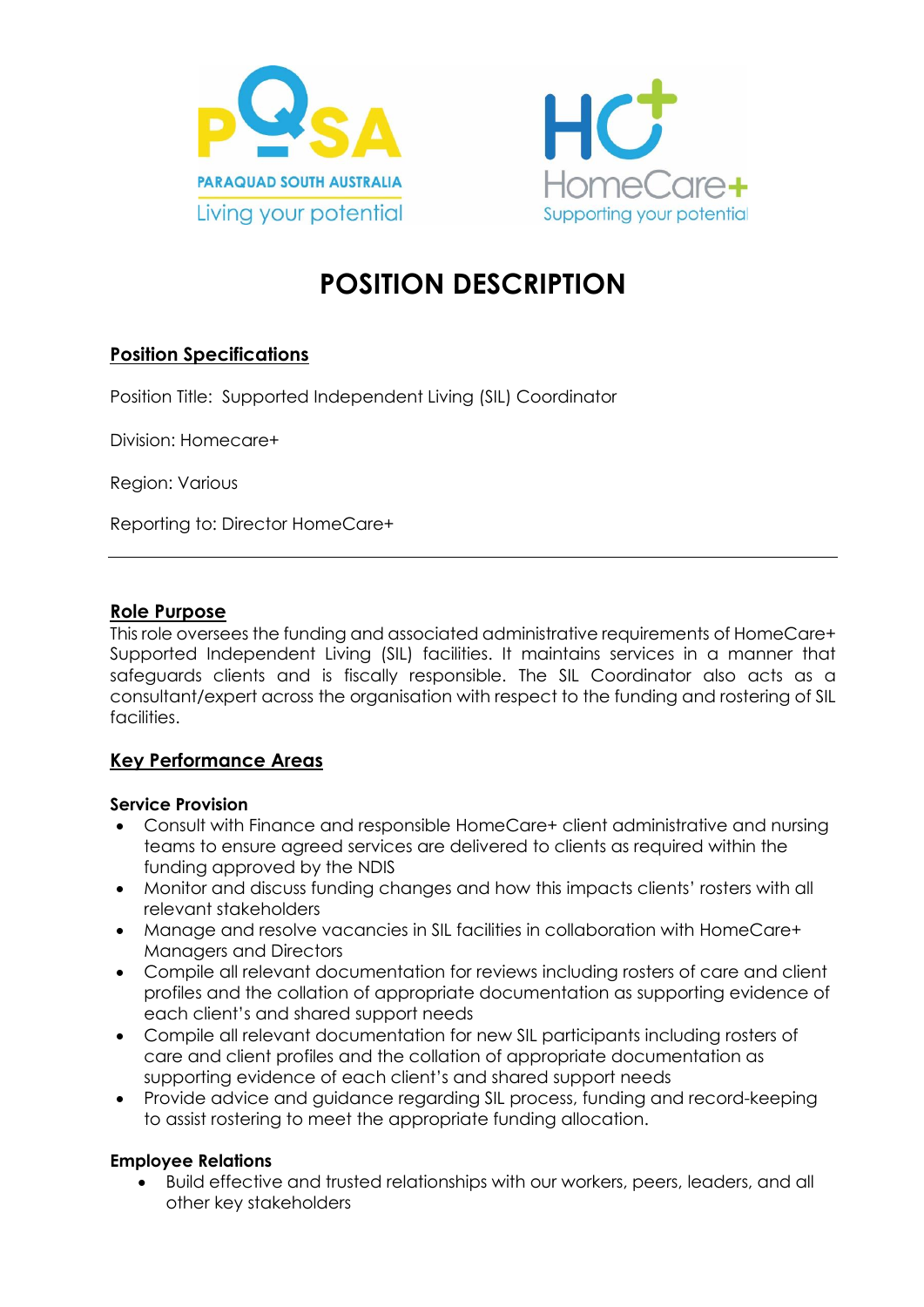# POSITION DESCRIPTION

## Position Specifications

Position Title: Supported Independent Living (SIL) Coordinator

Division: Homecare+

Region: Various

Reporting to: Director HomeCare+

---

## Role Purpose

This role oversees the funding and associated administrative requirements of HomeCare+ Supported Independent Living (SIL) facilities. It maintains services in a manner that safeguards clients and is fiscally responsible. The SIL Coordinator also acts as a consultant/expert across the organisation with respect to the funding and rostering of SIL facilities.

## Key Performance Areas

### Service Provision

- Consult with Finance and responsible HomeCare+ client administrative and nursing teams to ensure agreed services are delivered to clients as required within the funding approved by the NDIS
- Monitor and discuss funding changes and how this impacts clients' rosters with all relevant stakeholders
- Manage and resolve vacancies in SIL facilities in collaboration with HomeCare+ Managers and Directors
- Compile all relevant documentation for reviews including rosters of care and client profiles and the collation of appropriate documentation as supporting evidence of each client's and shared support needs
- Compile all relevant documentation for new SIL participants including rosters of care and client profiles and the collation of appropriate documentation as supporting evidence of each client's and shared support needs
- Provide advice and guidance regarding SIL process, funding and record-keeping to assist rostering to meet the appropriate funding allocation.

### Employee Relations

- Build effective and trusted relationships with our workers, peers, leaders, and all other key stakeholders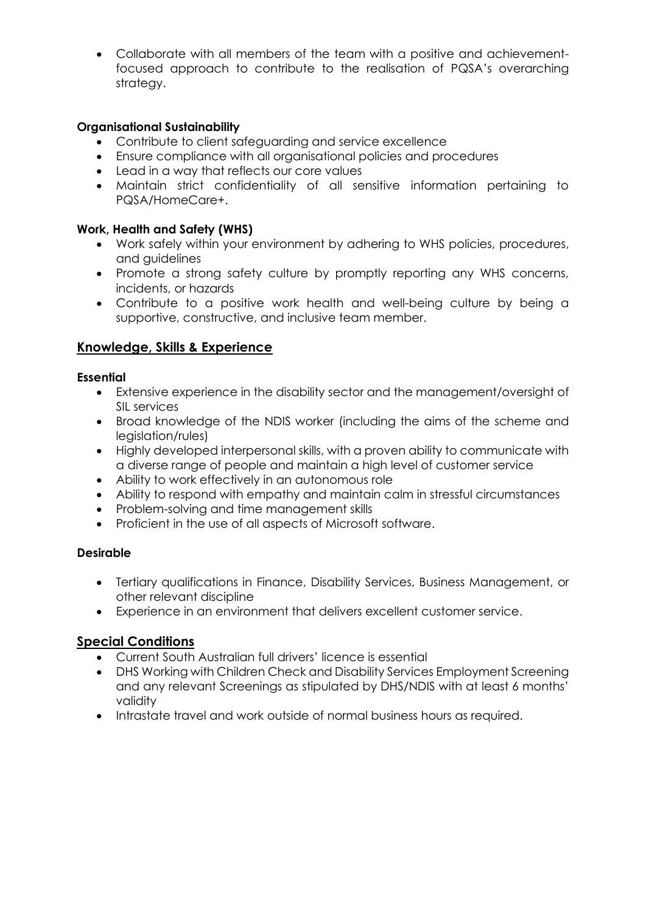- Collaborate with all members of the team with a positive and achievement-focused approach to contribute to the realisation of PQSA's overarching strategy.

**Organisational Sustainability**

- Contribute to client safeguarding and service excellence
- Ensure compliance with all organisational policies and procedures
- Lead in a way that reflects our core values
- Maintain strict confidentiality of all sensitive information pertaining to PQSA/HomeCare+.

**Work, Health and Safety (WHS)**

- Work safely within your environment by adhering to WHS policies, procedures, and guidelines
- Promote a strong safety culture by promptly reporting any WHS concerns, incidents, or hazards
- Contribute to a positive work health and well-being culture by being a supportive, constructive, and inclusive team member.

## Knowledge, Skills & Experience

**Essential**

- Extensive experience in the disability sector and the management/oversight of SIL services
- Broad knowledge of the NDIS worker (including the aims of the scheme and legislation/rules)
- Highly developed interpersonal skills, with a proven ability to communicate with a diverse range of people and maintain a high level of customer service
- Ability to work effectively in an autonomous role
- Ability to respond with empathy and maintain calm in stressful circumstances
- Problem-solving and time management skills
- Proficient in the use of all aspects of Microsoft software.

**Desirable**

- Tertiary qualifications in Finance, Disability Services, Business Management, or other relevant discipline
- Experience in an environment that delivers excellent customer service.

## Special Conditions

- Current South Australian full drivers' licence is essential
- DHS Working with Children Check and Disability Services Employment Screening and any relevant Screenings as stipulated by DHS/NDIS with at least 6 months' validity
- Intrastate travel and work outside of normal business hours as required.